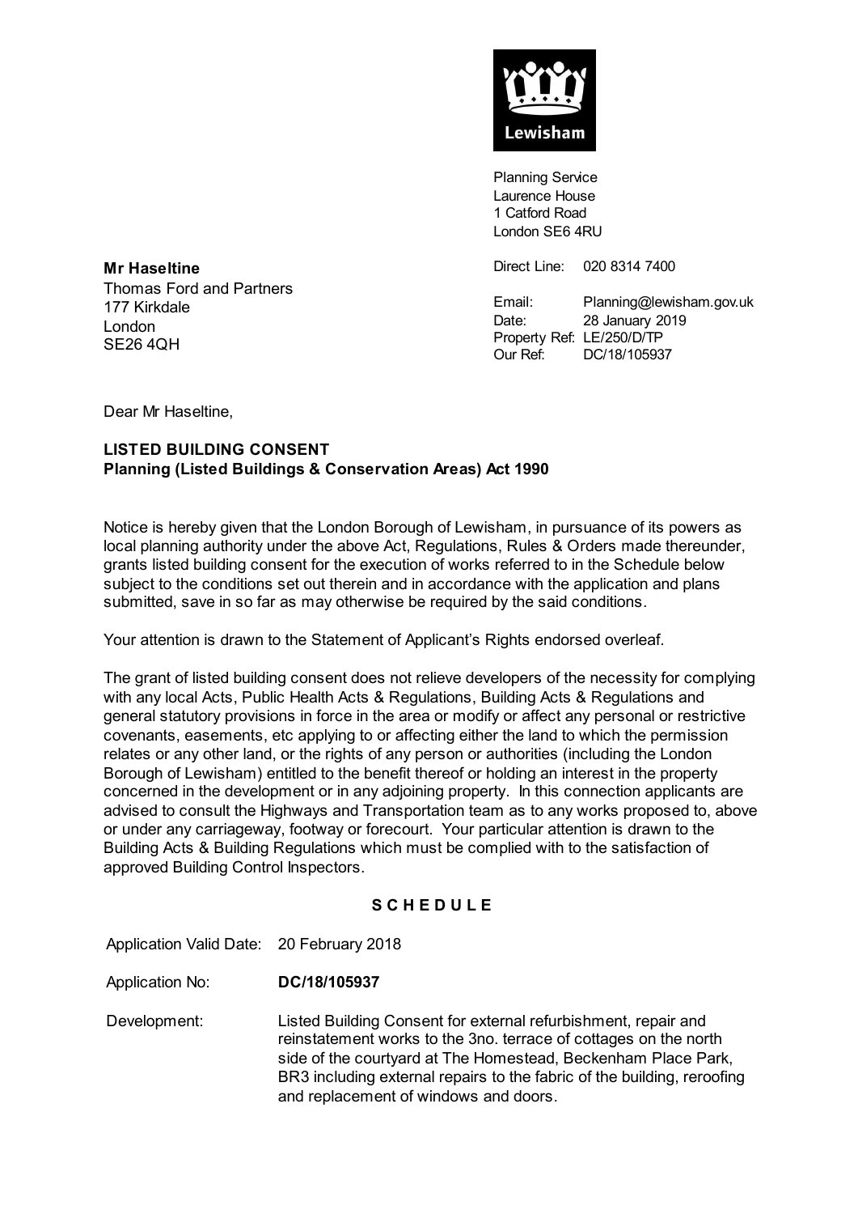Lewisham

Planning Service
Laurence House
1 Catford Road
London SE6 4RU

Direct Line: 020 8314 7400

Email: Planning@lewisham.gov.uk
Date: 28 January 2019
Property Ref: LE/250/D/TP
Our Ref: DC/18/105937

**Mr Haseltine**
Thomas Ford and Partners
177 Kirkdale
London
SE26 4QH

Dear Mr Haseltine,

**LISTED BUILDING CONSENT**
**Planning (Listed Buildings & Conservation Areas) Act 1990**

Notice is hereby given that the London Borough of Lewisham, in pursuance of its powers as local planning authority under the above Act, Regulations, Rules & Orders made thereunder, grants listed building consent for the execution of works referred to in the Schedule below subject to the conditions set out therein and in accordance with the application and plans submitted, save in so far as may otherwise be required by the said conditions.

Your attention is drawn to the Statement of Applicant's Rights endorsed overleaf.

The grant of listed building consent does not relieve developers of the necessity for complying with any local Acts, Public Health Acts & Regulations, Building Acts & Regulations and general statutory provisions in force in the area or modify or affect any personal or restrictive covenants, easements, etc applying to or affecting either the land to which the permission relates or any other land, or the rights of any person or authorities (including the London Borough of Lewisham) entitled to the benefit thereof or holding an interest in the property concerned in the development or in any adjoining property. In this connection applicants are advised to consult the Highways and Transportation team as to any works proposed to, above or under any carriageway, footway or forecourt. Your particular attention is drawn to the Building Acts & Building Regulations which must be complied with to the satisfaction of approved Building Control Inspectors.

## S C H E D U L E

Application Valid Date: 20 February 2018

Application No: **DC/18/105937**

Development: Listed Building Consent for external refurbishment, repair and reinstatement works to the 3no. terrace of cottages on the north side of the courtyard at The Homestead, Beckenham Place Park, BR3 including external repairs to the fabric of the building, reroofing and replacement of windows and doors.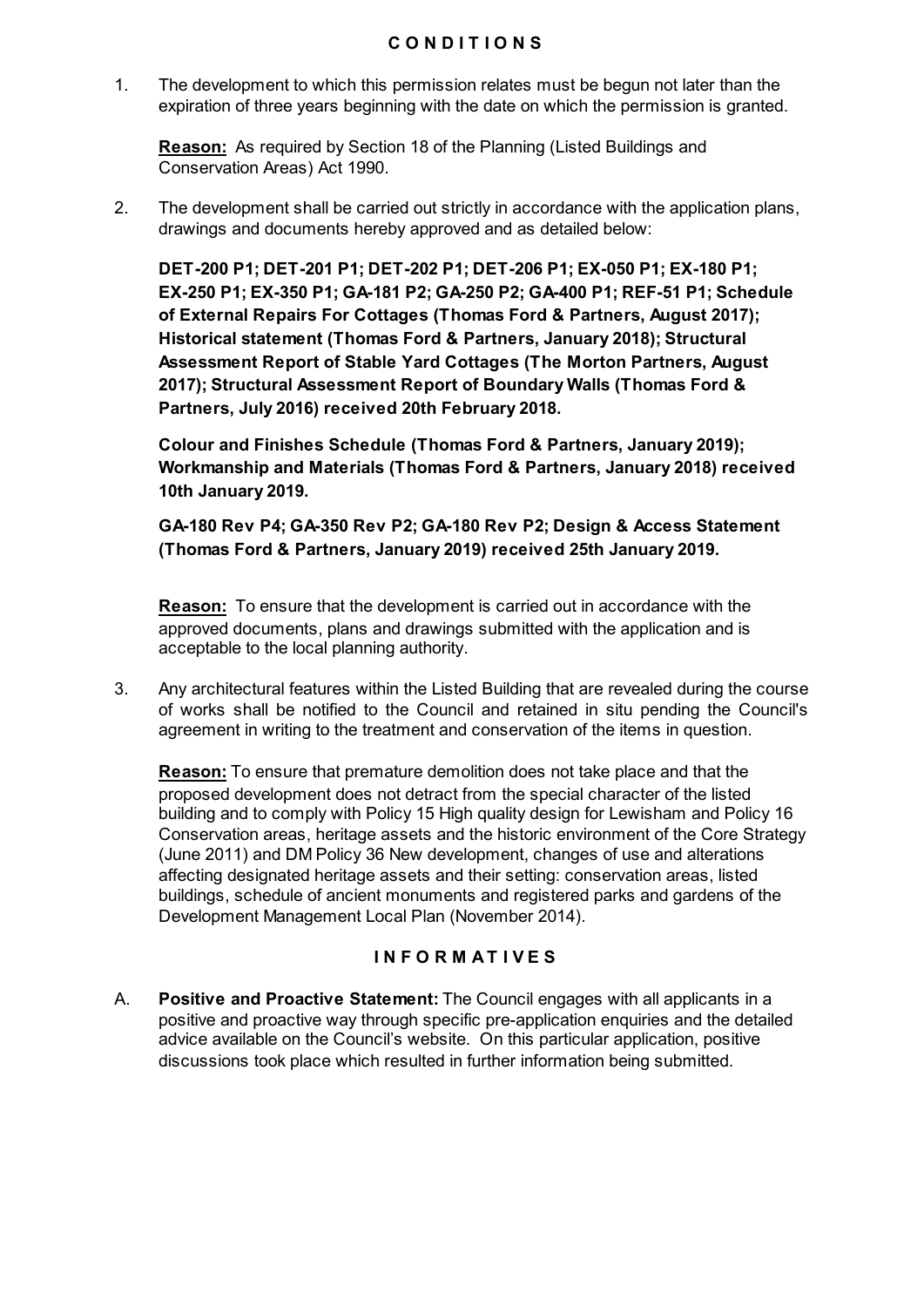## C O N D I T I O N S

1. The development to which this permission relates must be begun not later than the expiration of three years beginning with the date on which the permission is granted.

   **Reason:** As required by Section 18 of the Planning (Listed Buildings and Conservation Areas) Act 1990.

2. The development shall be carried out strictly in accordance with the application plans, drawings and documents hereby approved and as detailed below:

   **DET-200 P1; DET-201 P1; DET-202 P1; DET-206 P1; EX-050 P1; EX-180 P1; EX-250 P1; EX-350 P1; GA-181 P2; GA-250 P2; GA-400 P1; REF-51 P1; Schedule of External Repairs For Cottages (Thomas Ford & Partners, August 2017); Historical statement (Thomas Ford & Partners, January 2018); Structural Assessment Report of Stable Yard Cottages (The Morton Partners, August 2017); Structural Assessment Report of Boundary Walls (Thomas Ford & Partners, July 2016) received 20th February 2018.**

   **Colour and Finishes Schedule (Thomas Ford & Partners, January 2019); Workmanship and Materials (Thomas Ford & Partners, January 2018) received 10th January 2019.**

   **GA-180 Rev P4; GA-350 Rev P2; GA-180 Rev P2; Design & Access Statement (Thomas Ford & Partners, January 2019) received 25th January 2019.**

   **Reason:** To ensure that the development is carried out in accordance with the approved documents, plans and drawings submitted with the application and is acceptable to the local planning authority.

3. Any architectural features within the Listed Building that are revealed during the course of works shall be notified to the Council and retained in situ pending the Council's agreement in writing to the treatment and conservation of the items in question.

   **Reason:** To ensure that premature demolition does not take place and that the proposed development does not detract from the special character of the listed building and to comply with Policy 15 High quality design for Lewisham and Policy 16 Conservation areas, heritage assets and the historic environment of the Core Strategy (June 2011) and DM Policy 36 New development, changes of use and alterations affecting designated heritage assets and their setting: conservation areas, listed buildings, schedule of ancient monuments and registered parks and gardens of the Development Management Local Plan (November 2014).

## I N F O R M A T I V E S

A. **Positive and Proactive Statement:** The Council engages with all applicants in a positive and proactive way through specific pre-application enquiries and the detailed advice available on the Council's website. On this particular application, positive discussions took place which resulted in further information being submitted.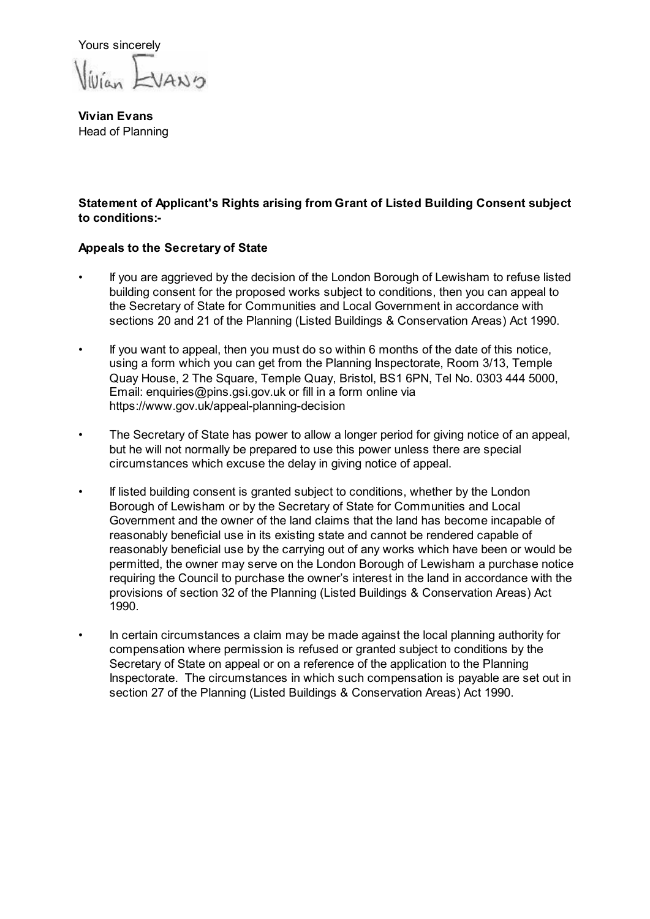Yours sincerely

Vivian Evans

**Vivian Evans**
Head of Planning

**Statement of Applicant's Rights arising from Grant of Listed Building Consent subject to conditions:-**

**Appeals to the Secretary of State**

- If you are aggrieved by the decision of the London Borough of Lewisham to refuse listed building consent for the proposed works subject to conditions, then you can appeal to the Secretary of State for Communities and Local Government in accordance with sections 20 and 21 of the Planning (Listed Buildings & Conservation Areas) Act 1990.

- If you want to appeal, then you must do so within 6 months of the date of this notice, using a form which you can get from the Planning Inspectorate, Room 3/13, Temple Quay House, 2 The Square, Temple Quay, Bristol, BS1 6PN, Tel No. 0303 444 5000, Email: enquiries@pins.gsi.gov.uk or fill in a form online via https://www.gov.uk/appeal-planning-decision

- The Secretary of State has power to allow a longer period for giving notice of an appeal, but he will not normally be prepared to use this power unless there are special circumstances which excuse the delay in giving notice of appeal.

- If listed building consent is granted subject to conditions, whether by the London Borough of Lewisham or by the Secretary of State for Communities and Local Government and the owner of the land claims that the land has become incapable of reasonably beneficial use in its existing state and cannot be rendered capable of reasonably beneficial use by the carrying out of any works which have been or would be permitted, the owner may serve on the London Borough of Lewisham a purchase notice requiring the Council to purchase the owner's interest in the land in accordance with the provisions of section 32 of the Planning (Listed Buildings & Conservation Areas) Act 1990.

- In certain circumstances a claim may be made against the local planning authority for compensation where permission is refused or granted subject to conditions by the Secretary of State on appeal or on a reference of the application to the Planning Inspectorate. The circumstances in which such compensation is payable are set out in section 27 of the Planning (Listed Buildings & Conservation Areas) Act 1990.